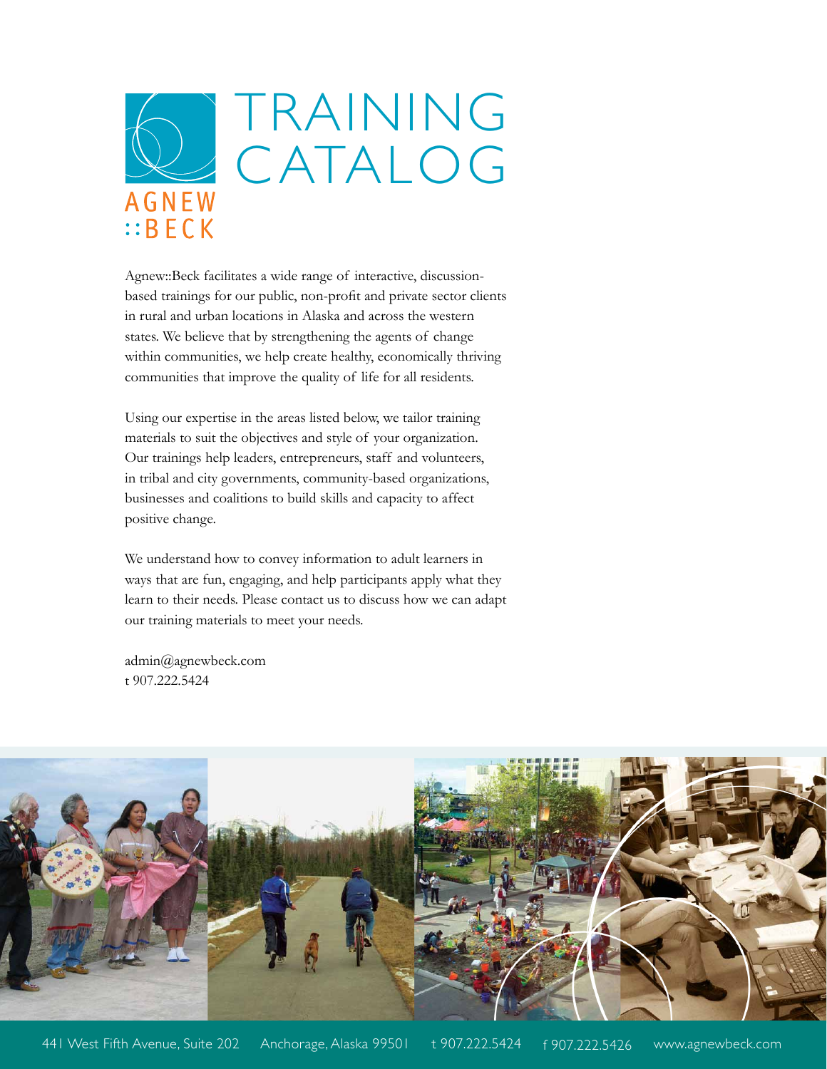AGNEW
::BECK

# TRAINING CATALOG

Agnew::Beck facilitates a wide range of interactive, discussion-based trainings for our public, non-profit and private sector clients in rural and urban locations in Alaska and across the western states. We believe that by strengthening the agents of change within communities, we help create healthy, economically thriving communities that improve the quality of life for all residents.

Using our expertise in the areas listed below, we tailor training materials to suit the objectives and style of your organization. Our trainings help leaders, entrepreneurs, staff and volunteers, in tribal and city governments, community-based organizations, businesses and coalitions to build skills and capacity to affect positive change.

We understand how to convey information to adult learners in ways that are fun, engaging, and help participants apply what they learn to their needs. Please contact us to discuss how we can adapt our training materials to meet your needs.

admin@agnewbeck.com
t 907.222.5424

441 West Fifth Avenue, Suite 202 Anchorage, Alaska 99501 t 907.222.5424 f 907.222.5426 www.agnewbeck.com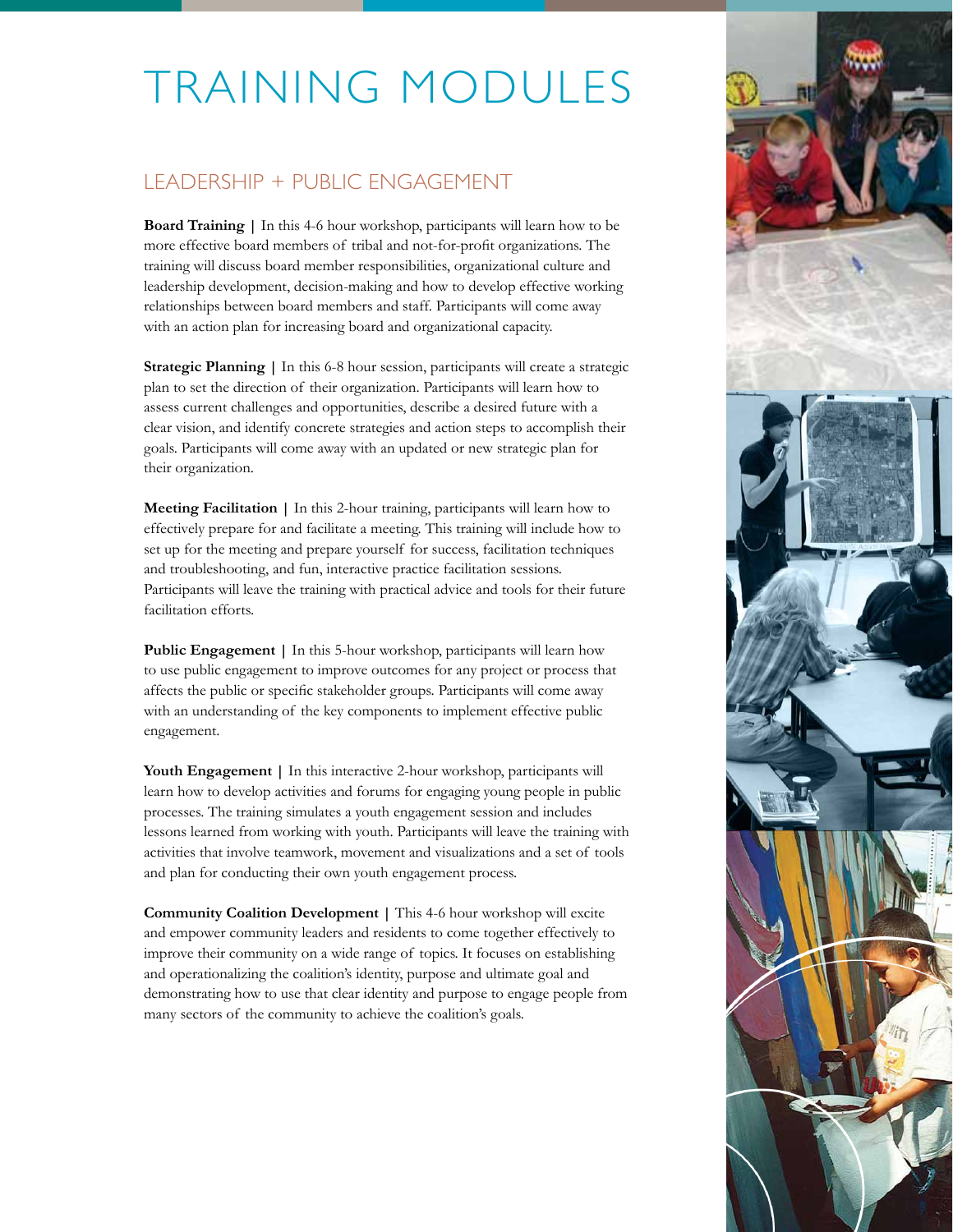# TRAINING MODULES

## LEADERSHIP + PUBLIC ENGAGEMENT

**Board Training |** In this 4-6 hour workshop, participants will learn how to be more effective board members of tribal and not-for-profit organizations. The training will discuss board member responsibilities, organizational culture and leadership development, decision-making and how to develop effective working relationships between board members and staff. Participants will come away with an action plan for increasing board and organizational capacity.

**Strategic Planning |** In this 6-8 hour session, participants will create a strategic plan to set the direction of their organization. Participants will learn how to assess current challenges and opportunities, describe a desired future with a clear vision, and identify concrete strategies and action steps to accomplish their goals. Participants will come away with an updated or new strategic plan for their organization.

**Meeting Facilitation |** In this 2-hour training, participants will learn how to effectively prepare for and facilitate a meeting. This training will include how to set up for the meeting and prepare yourself for success, facilitation techniques and troubleshooting, and fun, interactive practice facilitation sessions. Participants will leave the training with practical advice and tools for their future facilitation efforts.

**Public Engagement |** In this 5-hour workshop, participants will learn how to use public engagement to improve outcomes for any project or process that affects the public or specific stakeholder groups. Participants will come away with an understanding of the key components to implement effective public engagement.

**Youth Engagement |** In this interactive 2-hour workshop, participants will learn how to develop activities and forums for engaging young people in public processes. The training simulates a youth engagement session and includes lessons learned from working with youth. Participants will leave the training with activities that involve teamwork, movement and visualizations and a set of tools and plan for conducting their own youth engagement process.

**Community Coalition Development |** This 4-6 hour workshop will excite and empower community leaders and residents to come together effectively to improve their community on a wide range of topics. It focuses on establishing and operationalizing the coalition's identity, purpose and ultimate goal and demonstrating how to use that clear identity and purpose to engage people from many sectors of the community to achieve the coalition's goals.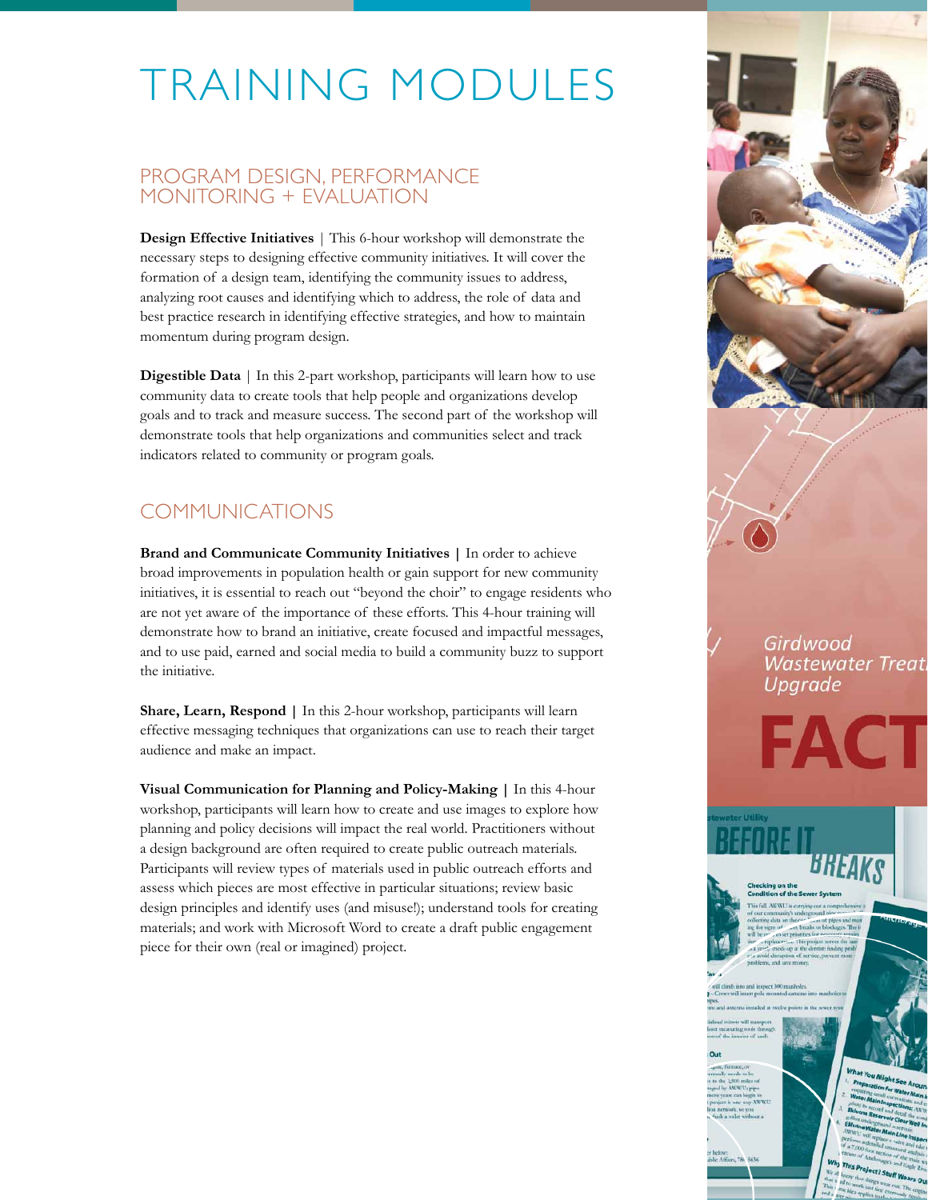# TRAINING MODULES

## PROGRAM DESIGN, PERFORMANCE MONITORING + EVALUATION

**Design Effective Initiatives** | This 6-hour workshop will demonstrate the necessary steps to designing effective community initiatives. It will cover the formation of a design team, identifying the community issues to address, analyzing root causes and identifying which to address, the role of data and best practice research in identifying effective strategies, and how to maintain momentum during program design.

**Digestible Data** | In this 2-part workshop, participants will learn how to use community data to create tools that help people and organizations develop goals and to track and measure success. The second part of the workshop will demonstrate tools that help organizations and communities select and track indicators related to community or program goals.

## COMMUNICATIONS

**Brand and Communicate Community Initiatives |** In order to achieve broad improvements in population health or gain support for new community initiatives, it is essential to reach out "beyond the choir" to engage residents who are not yet aware of the importance of these efforts. This 4-hour training will demonstrate how to brand an initiative, create focused and impactful messages, and to use paid, earned and social media to build a community buzz to support the initiative.

**Share, Learn, Respond |** In this 2-hour workshop, participants will learn effective messaging techniques that organizations can use to reach their target audience and make an impact.

**Visual Communication for Planning and Policy-Making |** In this 4-hour workshop, participants will learn how to create and use images to explore how planning and policy decisions will impact the real world. Practitioners without a design background are often required to create public outreach materials. Participants will review types of materials used in public outreach efforts and assess which pieces are most effective in particular situations; review basic design principles and identify uses (and misuse!); understand tools for creating materials; and work with Microsoft Word to create a draft public engagement piece for their own (real or imagined) project.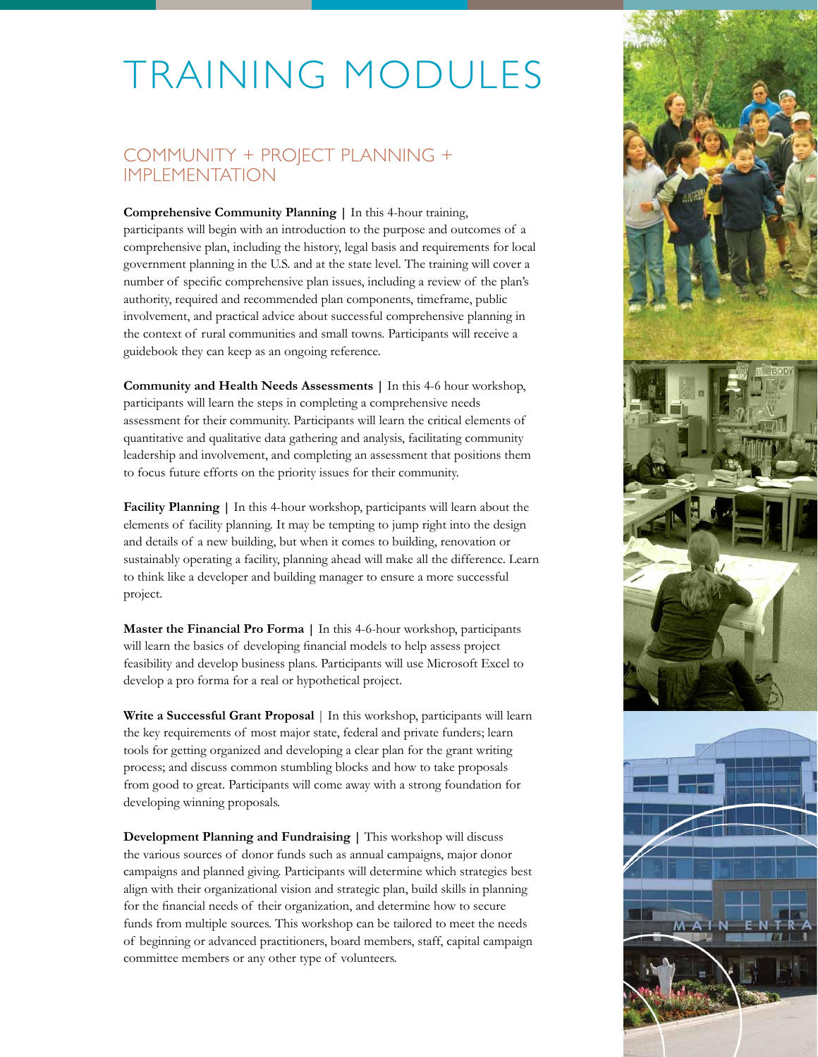# TRAINING MODULES

## COMMUNITY + PROJECT PLANNING + IMPLEMENTATION

**Comprehensive Community Planning |** In this 4-hour training, participants will begin with an introduction to the purpose and outcomes of a comprehensive plan, including the history, legal basis and requirements for local government planning in the U.S. and at the state level. The training will cover a number of specific comprehensive plan issues, including a review of the plan's authority, required and recommended plan components, timeframe, public involvement, and practical advice about successful comprehensive planning in the context of rural communities and small towns. Participants will receive a guidebook they can keep as an ongoing reference.

**Community and Health Needs Assessments |** In this 4-6 hour workshop, participants will learn the steps in completing a comprehensive needs assessment for their community. Participants will learn the critical elements of quantitative and qualitative data gathering and analysis, facilitating community leadership and involvement, and completing an assessment that positions them to focus future efforts on the priority issues for their community.

**Facility Planning |** In this 4-hour workshop, participants will learn about the elements of facility planning. It may be tempting to jump right into the design and details of a new building, but when it comes to building, renovation or sustainably operating a facility, planning ahead will make all the difference. Learn to think like a developer and building manager to ensure a more successful project.

**Master the Financial Pro Forma |** In this 4-6-hour workshop, participants will learn the basics of developing financial models to help assess project feasibility and develop business plans. Participants will use Microsoft Excel to develop a pro forma for a real or hypothetical project.

**Write a Successful Grant Proposal** | In this workshop, participants will learn the key requirements of most major state, federal and private funders; learn tools for getting organized and developing a clear plan for the grant writing process; and discuss common stumbling blocks and how to take proposals from good to great. Participants will come away with a strong foundation for developing winning proposals.

**Development Planning and Fundraising |** This workshop will discuss the various sources of donor funds such as annual campaigns, major donor campaigns and planned giving. Participants will determine which strategies best align with their organizational vision and strategic plan, build skills in planning for the financial needs of their organization, and determine how to secure funds from multiple sources. This workshop can be tailored to meet the needs of beginning or advanced practitioners, board members, staff, capital campaign committee members or any other type of volunteers.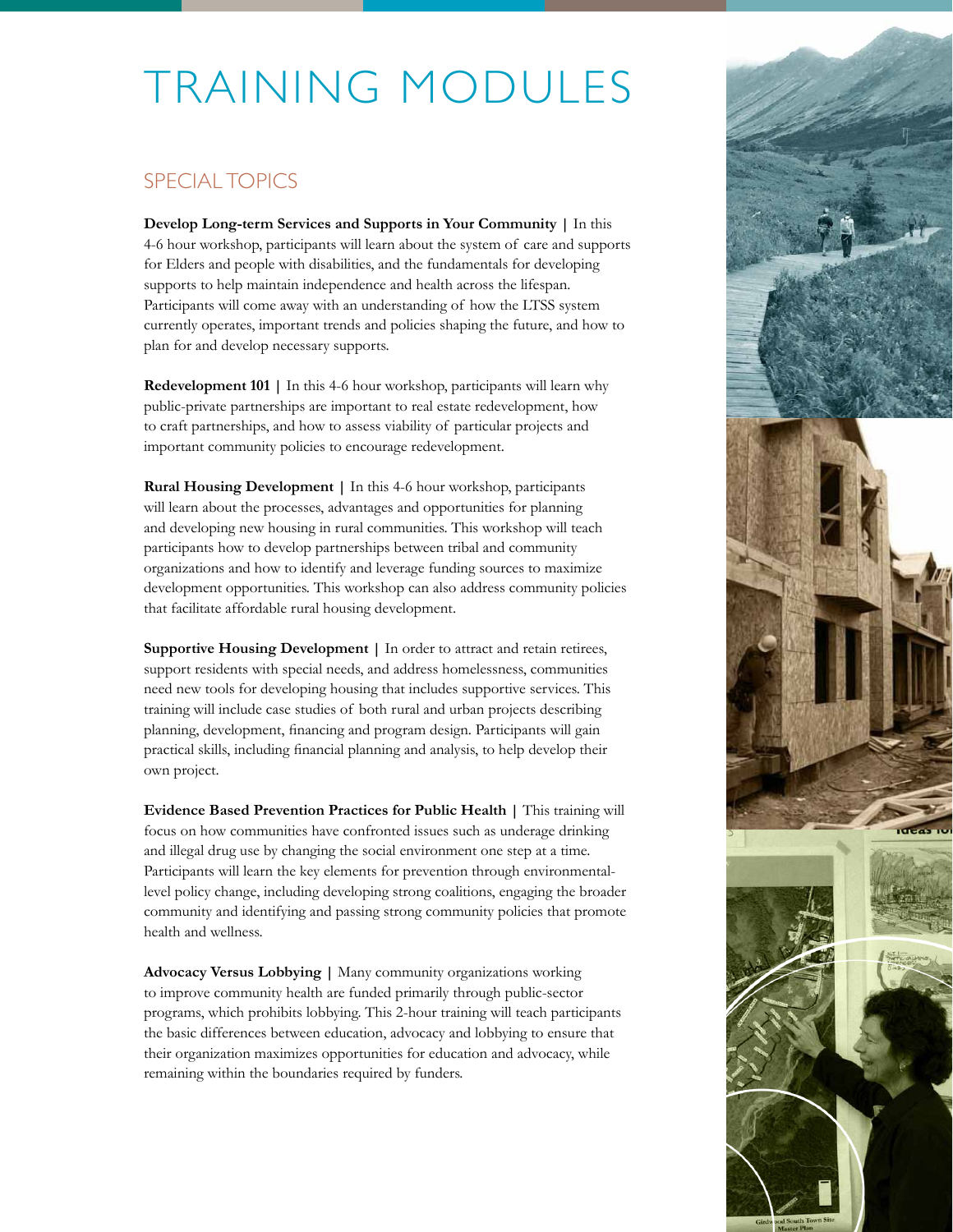# TRAINING MODULES

## SPECIAL TOPICS

**Develop Long-term Services and Supports in Your Community |** In this 4-6 hour workshop, participants will learn about the system of care and supports for Elders and people with disabilities, and the fundamentals for developing supports to help maintain independence and health across the lifespan. Participants will come away with an understanding of how the LTSS system currently operates, important trends and policies shaping the future, and how to plan for and develop necessary supports.

**Redevelopment 101 |** In this 4-6 hour workshop, participants will learn why public-private partnerships are important to real estate redevelopment, how to craft partnerships, and how to assess viability of particular projects and important community policies to encourage redevelopment.

**Rural Housing Development |** In this 4-6 hour workshop, participants will learn about the processes, advantages and opportunities for planning and developing new housing in rural communities. This workshop will teach participants how to develop partnerships between tribal and community organizations and how to identify and leverage funding sources to maximize development opportunities. This workshop can also address community policies that facilitate affordable rural housing development.

**Supportive Housing Development |** In order to attract and retain retirees, support residents with special needs, and address homelessness, communities need new tools for developing housing that includes supportive services. This training will include case studies of both rural and urban projects describing planning, development, financing and program design. Participants will gain practical skills, including financial planning and analysis, to help develop their own project.

**Evidence Based Prevention Practices for Public Health |** This training will focus on how communities have confronted issues such as underage drinking and illegal drug use by changing the social environment one step at a time. Participants will learn the key elements for prevention through environmental-level policy change, including developing strong coalitions, engaging the broader community and identifying and passing strong community policies that promote health and wellness.

**Advocacy Versus Lobbying |** Many community organizations working to improve community health are funded primarily through public-sector programs, which prohibits lobbying. This 2-hour training will teach participants the basic differences between education, advocacy and lobbying to ensure that their organization maximizes opportunities for education and advocacy, while remaining within the boundaries required by funders.